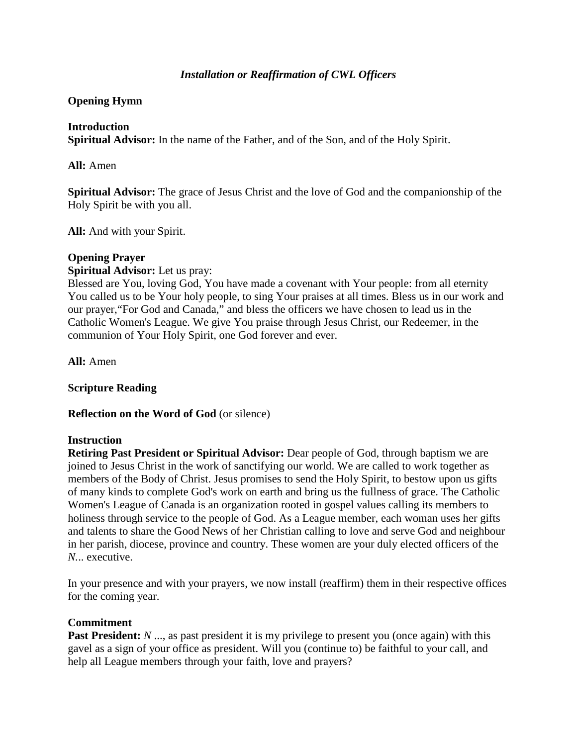# *Installation or Reaffirmation of CWL Officers*

**Opening Hymn**

**Introduction**
**Spiritual Advisor:** In the name of the Father, and of the Son, and of the Holy Spirit.

**All:** Amen

**Spiritual Advisor:** The grace of Jesus Christ and the love of God and the companionship of the Holy Spirit be with you all.

**All:** And with your Spirit.

**Opening Prayer**
**Spiritual Advisor:** Let us pray:
Blessed are You, loving God, You have made a covenant with Your people: from all eternity You called us to be Your holy people, to sing Your praises at all times. Bless us in our work and our prayer,"For God and Canada," and bless the officers we have chosen to lead us in the Catholic Women's League. We give You praise through Jesus Christ, our Redeemer, in the communion of Your Holy Spirit, one God forever and ever.

**All:** Amen

**Scripture Reading**

**Reflection on the Word of God** (or silence)

**Instruction**
**Retiring Past President or Spiritual Advisor:** Dear people of God, through baptism we are joined to Jesus Christ in the work of sanctifying our world. We are called to work together as members of the Body of Christ. Jesus promises to send the Holy Spirit, to bestow upon us gifts of many kinds to complete God's work on earth and bring us the fullness of grace. The Catholic Women's League of Canada is an organization rooted in gospel values calling its members to holiness through service to the people of God. As a League member, each woman uses her gifts and talents to share the Good News of her Christian calling to love and serve God and neighbour in her parish, diocese, province and country. These women are your duly elected officers of the *N...* executive.

In your presence and with your prayers, we now install (reaffirm) them in their respective offices for the coming year.

**Commitment**
**Past President:** *N ...*, as past president it is my privilege to present you (once again) with this gavel as a sign of your office as president. Will you (continue to) be faithful to your call, and help all League members through your faith, love and prayers?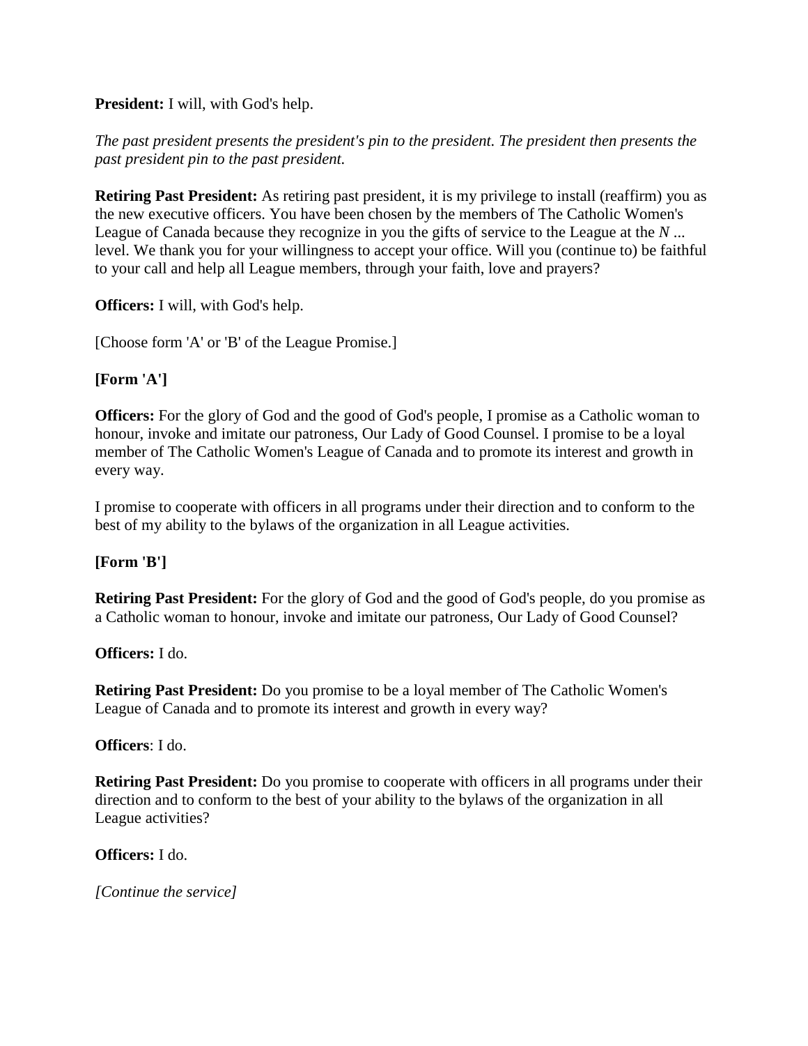**President:** I will, with God's help.

*The past president presents the president's pin to the president. The president then presents the past president pin to the past president.*

**Retiring Past President:** As retiring past president, it is my privilege to install (reaffirm) you as the new executive officers. You have been chosen by the members of The Catholic Women's League of Canada because they recognize in you the gifts of service to the League at the *N* ... level. We thank you for your willingness to accept your office. Will you (continue to) be faithful to your call and help all League members, through your faith, love and prayers?

**Officers:** I will, with God's help.

[Choose form 'A' or 'B' of the League Promise.]

**[Form 'A']**

**Officers:** For the glory of God and the good of God's people, I promise as a Catholic woman to honour, invoke and imitate our patroness, Our Lady of Good Counsel. I promise to be a loyal member of The Catholic Women's League of Canada and to promote its interest and growth in every way.

I promise to cooperate with officers in all programs under their direction and to conform to the best of my ability to the bylaws of the organization in all League activities.

**[Form 'B']**

**Retiring Past President:** For the glory of God and the good of God's people, do you promise as a Catholic woman to honour, invoke and imitate our patroness, Our Lady of Good Counsel?

**Officers:** I do.

**Retiring Past President:** Do you promise to be a loyal member of The Catholic Women's League of Canada and to promote its interest and growth in every way?

**Officers**: I do.

**Retiring Past President:** Do you promise to cooperate with officers in all programs under their direction and to conform to the best of your ability to the bylaws of the organization in all League activities?

**Officers:** I do.

*[Continue the service]*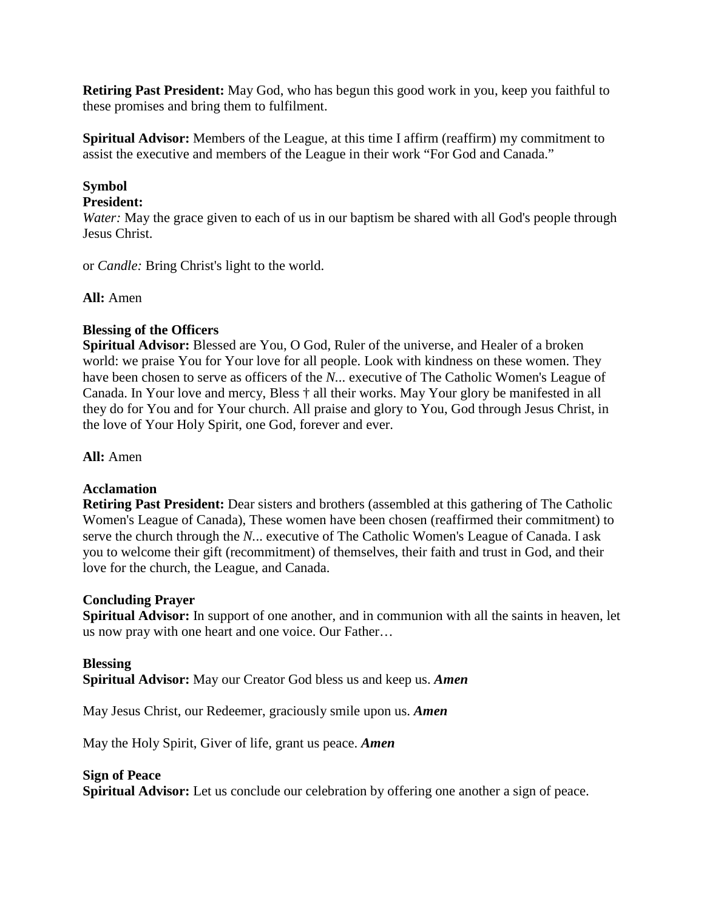**Retiring Past President:** May God, who has begun this good work in you, keep you faithful to these promises and bring them to fulfilment.

**Spiritual Advisor:** Members of the League, at this time I affirm (reaffirm) my commitment to assist the executive and members of the League in their work "For God and Canada."

**Symbol**
**President:**
*Water:* May the grace given to each of us in our baptism be shared with all God's people through Jesus Christ.

or *Candle:* Bring Christ's light to the world.

**All:** Amen

**Blessing of the Officers**
**Spiritual Advisor:** Blessed are You, O God, Ruler of the universe, and Healer of a broken world: we praise You for Your love for all people. Look with kindness on these women. They have been chosen to serve as officers of the *N...* executive of The Catholic Women's League of Canada. In Your love and mercy, Bless † all their works. May Your glory be manifested in all they do for You and for Your church. All praise and glory to You, God through Jesus Christ, in the love of Your Holy Spirit, one God, forever and ever.

**All:** Amen

**Acclamation**
**Retiring Past President:** Dear sisters and brothers (assembled at this gathering of The Catholic Women's League of Canada), These women have been chosen (reaffirmed their commitment) to serve the church through the *N...* executive of The Catholic Women's League of Canada. I ask you to welcome their gift (recommitment) of themselves, their faith and trust in God, and their love for the church, the League, and Canada.

**Concluding Prayer**
**Spiritual Advisor:** In support of one another, and in communion with all the saints in heaven, let us now pray with one heart and one voice. Our Father…

**Blessing**
**Spiritual Advisor:** May our Creator God bless us and keep us. ***Amen***

May Jesus Christ, our Redeemer, graciously smile upon us. ***Amen***

May the Holy Spirit, Giver of life, grant us peace. ***Amen***

**Sign of Peace**
**Spiritual Advisor:** Let us conclude our celebration by offering one another a sign of peace.